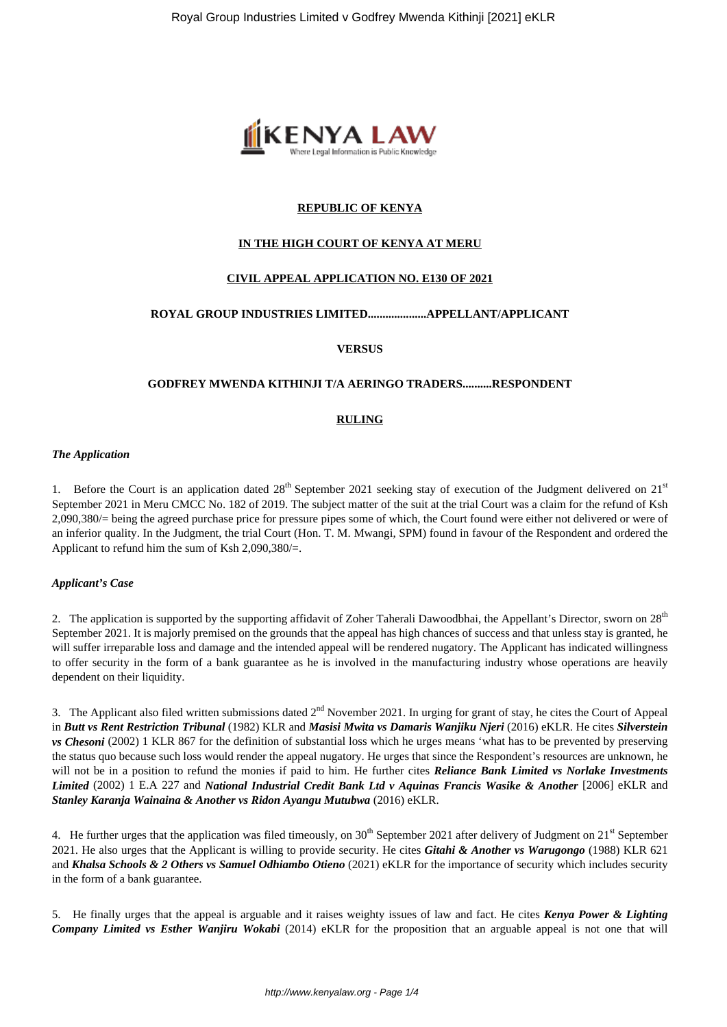**REPUBLIC OF KENYA**

**IN THE HIGH COURT OF KENYA AT MERU**

**CIVIL APPEAL APPLICATION NO. E130 OF 2021**

**ROYAL GROUP INDUSTRIES LIMITED....................APPELLANT/APPLICANT**

**VERSUS**

**GODFREY MWENDA KITHINJI T/A AERINGO TRADERS..........RESPONDENT**

**RULING**

***The Application***

1. Before the Court is an application dated 28th September 2021 seeking stay of execution of the Judgment delivered on 21st September 2021 in Meru CMCC No. 182 of 2019. The subject matter of the suit at the trial Court was a claim for the refund of Ksh 2,090,380/= being the agreed purchase price for pressure pipes some of which, the Court found were either not delivered or were of an inferior quality. In the Judgment, the trial Court (Hon. T. M. Mwangi, SPM) found in favour of the Respondent and ordered the Applicant to refund him the sum of Ksh 2,090,380/=.

***Applicant's Case***

2. The application is supported by the supporting affidavit of Zoher Taherali Dawoodbhai, the Appellant's Director, sworn on 28th September 2021. It is majorly premised on the grounds that the appeal has high chances of success and that unless stay is granted, he will suffer irreparable loss and damage and the intended appeal will be rendered nugatory. The Applicant has indicated willingness to offer security in the form of a bank guarantee as he is involved in the manufacturing industry whose operations are heavily dependent on their liquidity.

3. The Applicant also filed written submissions dated 2nd November 2021. In urging for grant of stay, he cites the Court of Appeal in ***Butt vs Rent Restriction Tribunal*** (1982) KLR and ***Masisi Mwita vs Damaris Wanjiku Njeri*** (2016) eKLR. He cites ***Silverstein vs Chesoni*** (2002) 1 KLR 867 for the definition of substantial loss which he urges means 'what has to be prevented by preserving the status quo because such loss would render the appeal nugatory. He urges that since the Respondent's resources are unknown, he will not be in a position to refund the monies if paid to him. He further cites ***Reliance Bank Limited vs Norlake Investments Limited*** (2002) 1 E.A 227 and ***National Industrial Credit Bank Ltd v Aquinas Francis Wasike & Another*** [2006] eKLR and ***Stanley Karanja Wainaina & Another vs Ridon Ayangu Mutubwa*** (2016) eKLR.

4. He further urges that the application was filed timeously, on 30th September 2021 after delivery of Judgment on 21st September 2021. He also urges that the Applicant is willing to provide security. He cites ***Gitahi & Another vs Warugongo*** (1988) KLR 621 and ***Khalsa Schools & 2 Others vs Samuel Odhiambo Otieno*** (2021) eKLR for the importance of security which includes security in the form of a bank guarantee.

5. He finally urges that the appeal is arguable and it raises weighty issues of law and fact. He cites ***Kenya Power & Lighting Company Limited vs Esther Wanjiru Wokabi*** (2014) eKLR for the proposition that an arguable appeal is not one that will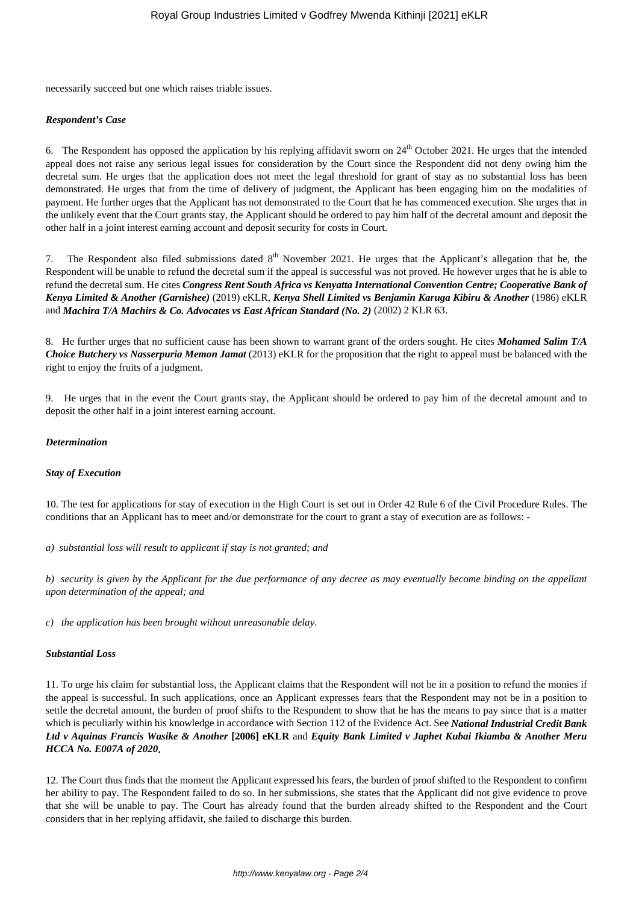necessarily succeed but one which raises triable issues.

***Respondent's Case***

6. The Respondent has opposed the application by his replying affidavit sworn on 24th October 2021. He urges that the intended appeal does not raise any serious legal issues for consideration by the Court since the Respondent did not deny owing him the decretal sum. He urges that the application does not meet the legal threshold for grant of stay as no substantial loss has been demonstrated. He urges that from the time of delivery of judgment, the Applicant has been engaging him on the modalities of payment. He further urges that the Applicant has not demonstrated to the Court that he has commenced execution. She urges that in the unlikely event that the Court grants stay, the Applicant should be ordered to pay him half of the decretal amount and deposit the other half in a joint interest earning account and deposit security for costs in Court.

7. The Respondent also filed submissions dated 8th November 2021. He urges that the Applicant's allegation that he, the Respondent will be unable to refund the decretal sum if the appeal is successful was not proved. He however urges that he is able to refund the decretal sum. He cites ***Congress Rent South Africa vs Kenyatta International Convention Centre; Cooperative Bank of Kenya Limited & Another (Garnishee)*** (2019) eKLR, ***Kenya Shell Limited vs Benjamin Karuga Kibiru & Another*** (1986) eKLR and ***Machira T/A Machirs & Co. Advocates vs East African Standard (No. 2)*** (2002) 2 KLR 63.

8. He further urges that no sufficient cause has been shown to warrant grant of the orders sought. He cites ***Mohamed Salim T/A Choice Butchery vs Nasserpuria Memon Jamat*** (2013) eKLR for the proposition that the right to appeal must be balanced with the right to enjoy the fruits of a judgment.

9. He urges that in the event the Court grants stay, the Applicant should be ordered to pay him of the decretal amount and to deposit the other half in a joint interest earning account.

***Determination***

***Stay of Execution***

10. The test for applications for stay of execution in the High Court is set out in Order 42 Rule 6 of the Civil Procedure Rules. The conditions that an Applicant has to meet and/or demonstrate for the court to grant a stay of execution are as follows: -

*a) substantial loss will result to applicant if stay is not granted; and*

*b) security is given by the Applicant for the due performance of any decree as may eventually become binding on the appellant upon determination of the appeal; and*

*c) the application has been brought without unreasonable delay.*

***Substantial Loss***

11. To urge his claim for substantial loss, the Applicant claims that the Respondent will not be in a position to refund the monies if the appeal is successful. In such applications, once an Applicant expresses fears that the Respondent may not be in a position to settle the decretal amount, the burden of proof shifts to the Respondent to show that he has the means to pay since that is a matter which is peculiarly within his knowledge in accordance with Section 112 of the Evidence Act. See ***National Industrial Credit Bank Ltd v Aquinas Francis Wasike & Another* [2006] eKLR** and ***Equity Bank Limited v Japhet Kubai Ikiamba & Another Meru HCCA No. E007A of 2020*.**

12. The Court thus finds that the moment the Applicant expressed his fears, the burden of proof shifted to the Respondent to confirm her ability to pay. The Respondent failed to do so. In her submissions, she states that the Applicant did not give evidence to prove that she will be unable to pay. The Court has already found that the burden already shifted to the Respondent and the Court considers that in her replying affidavit, she failed to discharge this burden.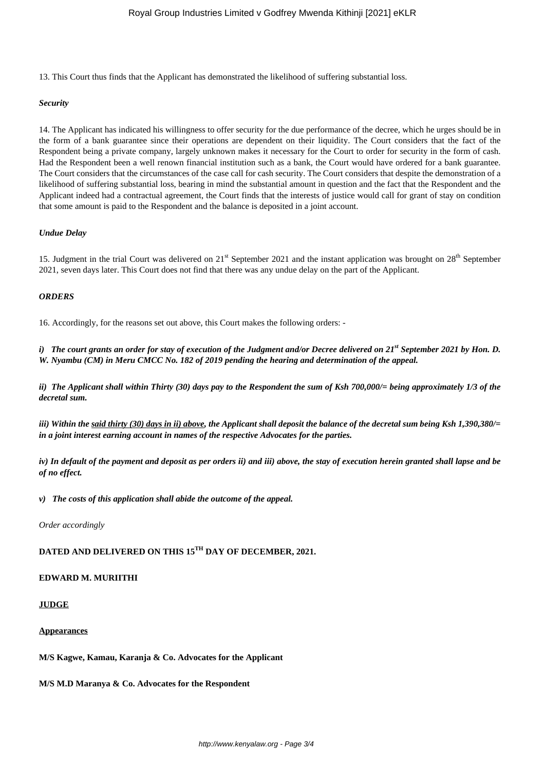13. This Court thus finds that the Applicant has demonstrated the likelihood of suffering substantial loss.

***Security***

14. The Applicant has indicated his willingness to offer security for the due performance of the decree, which he urges should be in the form of a bank guarantee since their operations are dependent on their liquidity. The Court considers that the fact of the Respondent being a private company, largely unknown makes it necessary for the Court to order for security in the form of cash. Had the Respondent been a well renown financial institution such as a bank, the Court would have ordered for a bank guarantee. The Court considers that the circumstances of the case call for cash security. The Court considers that despite the demonstration of a likelihood of suffering substantial loss, bearing in mind the substantial amount in question and the fact that the Respondent and the Applicant indeed had a contractual agreement, the Court finds that the interests of justice would call for grant of stay on condition that some amount is paid to the Respondent and the balance is deposited in a joint account.

***Undue Delay***

15. Judgment in the trial Court was delivered on 21st September 2021 and the instant application was brought on 28th September 2021, seven days later. This Court does not find that there was any undue delay on the part of the Applicant.

***ORDERS***

16. Accordingly, for the reasons set out above, this Court makes the following orders: -

***i) The court grants an order for stay of execution of the Judgment and/or Decree delivered on 21st September 2021 by Hon. D. W. Nyambu (CM) in Meru CMCC No. 182 of 2019 pending the hearing and determination of the appeal.***

***ii) The Applicant shall within Thirty (30) days pay to the Respondent the sum of Ksh 700,000/= being approximately 1/3 of the decretal sum.***

***iii) Within the <u>said thirty (30) days in ii) above</u>, the Applicant shall deposit the balance of the decretal sum being Ksh 1,390,380/= in a joint interest earning account in names of the respective Advocates for the parties.***

***iv) In default of the payment and deposit as per orders ii) and iii) above, the stay of execution herein granted shall lapse and be of no effect.***

***v) The costs of this application shall abide the outcome of the appeal.***

*Order accordingly*

**DATED AND DELIVERED ON THIS 15TH DAY OF DECEMBER, 2021.**

**EDWARD M. MURIITHI**

**<u>JUDGE</u>**

**<u>Appearances</u>**

**M/S Kagwe, Kamau, Karanja & Co. Advocates for the Applicant**

**M/S M.D Maranya & Co. Advocates for the Respondent**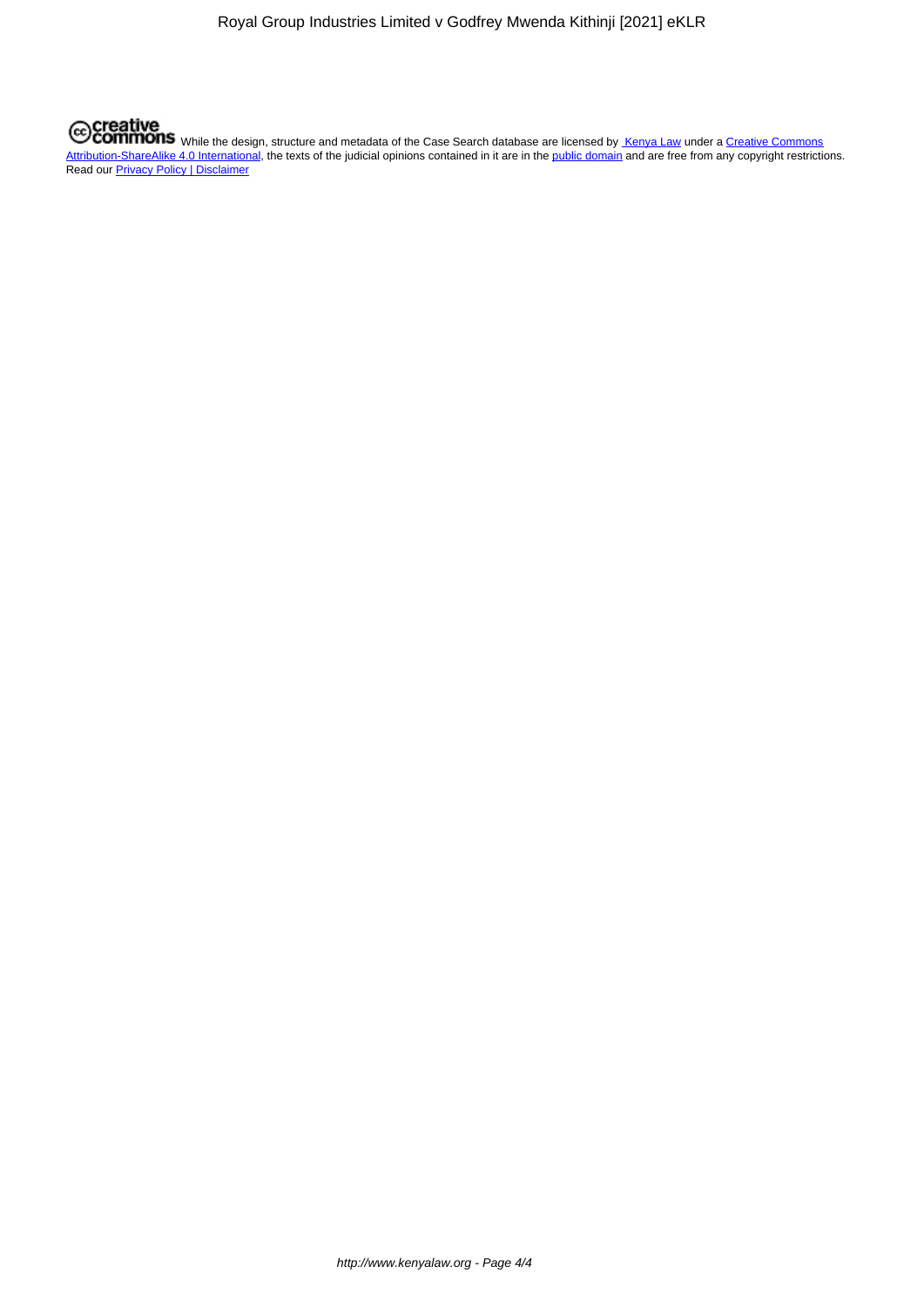While the design, structure and metadata of the Case Search database are licensed by Kenya Law under a Creative Commons Attribution-ShareAlike 4.0 International, the texts of the judicial opinions contained in it are in the public domain and are free from any copyright restrictions. Read our Privacy Policy | Disclaimer